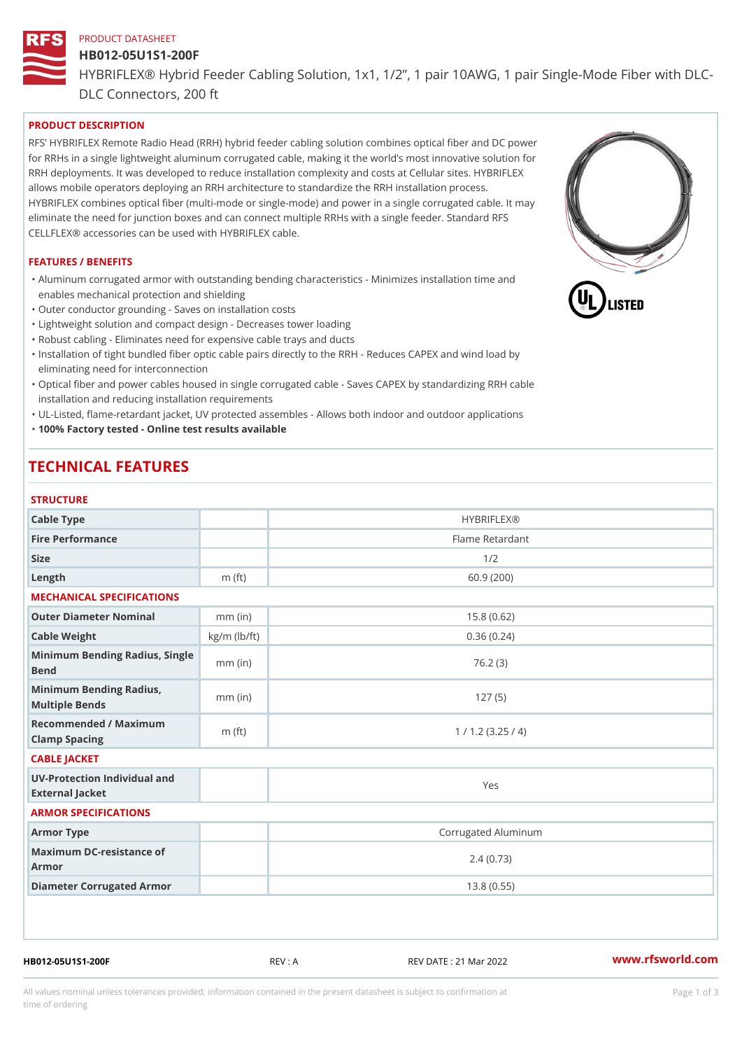PRODUCT DATASHEET

# HB012-05U1S1-200F

HYBRIFLEX® Hybrid Feeder Cabling Solution, 1x1, 1/2", 1 pair 10AWG, 1 pair Single-Mode Fiber with DLC-DLC Connectors, 200 ft

## PRODUCT DESCRIPTION

RFS' HYBRIFLEX Remote Radio Head (RRH) hybrid feeder cabling solution combines optical fiber and DC power for RRHs in a single lightweight aluminum corrugated cable, making it the world's most innovative solution for RRH deployments. It was developed to reduce installation complexity and costs at Cellular sites. HYBRIFLEX allows mobile operators deploying an RRH architecture to standardize the RRH installation process. HYBRIFLEX combines optical fiber (multi-mode or single-mode) and power in a single corrugated cable. It may eliminate the need for junction boxes and can connect multiple RRHs with a single feeder. Standard RFS CELLFLEX® accessories can be used with HYBRIFLEX cable.

## FEATURES / BENEFITS

- Aluminum corrugated armor with outstanding bending characteristics - Minimizes installation time and enables mechanical protection and shielding
- Outer conductor grounding - Saves on installation costs
- Lightweight solution and compact design - Decreases tower loading
- Robust cabling - Eliminates need for expensive cable trays and ducts
- Installation of tight bundled fiber optic cable pairs directly to the RRH - Reduces CAPEX and wind load by eliminating need for interconnection
- Optical fiber and power cables housed in single corrugated cable - Saves CAPEX by standardizing RRH cable installation and reducing installation requirements
- UL-Listed, flame-retardant jacket, UV protected assembles - Allows both indoor and outdoor applications
- **100% Factory tested - Online test results available**

# TECHNICAL FEATURES

### STRUCTURE

| | | |
|---|---|---|
| Cable Type | | HYBRIFLEX® |
| Fire Performance | | Flame Retardant |
| Size | | 1/2 |
| Length | m (ft) | 60.9 (200) |

### MECHANICAL SPECIFICATIONS

| | | |
|---|---|---|
| Outer Diameter Nominal | mm (in) | 15.8 (0.62) |
| Cable Weight | kg/m (lb/ft) | 0.36 (0.24) |
| Minimum Bending Radius, Single Bend | mm (in) | 76.2 (3) |
| Minimum Bending Radius, Multiple Bends | mm (in) | 127 (5) |
| Recommended / Maximum Clamp Spacing | m (ft) | 1 / 1.2 (3.25 / 4) |

### CABLE JACKET

| | | |
|---|---|---|
| UV-Protection Individual and External Jacket | | Yes |

### ARMOR SPECIFICATIONS

| | | |
|---|---|---|
| Armor Type | | Corrugated Aluminum |
| Maximum DC-resistance of Armor | | 2.4 (0.73) |
| Diameter Corrugated Armor | | 13.8 (0.55) |

HB012-05U1S1-200F REV : A REV DATE : 21 Mar 2022 www.rfsworld.com

All values nominal unless tolerances provided; information contained in the present datasheet is subject to confirmation at time of ordering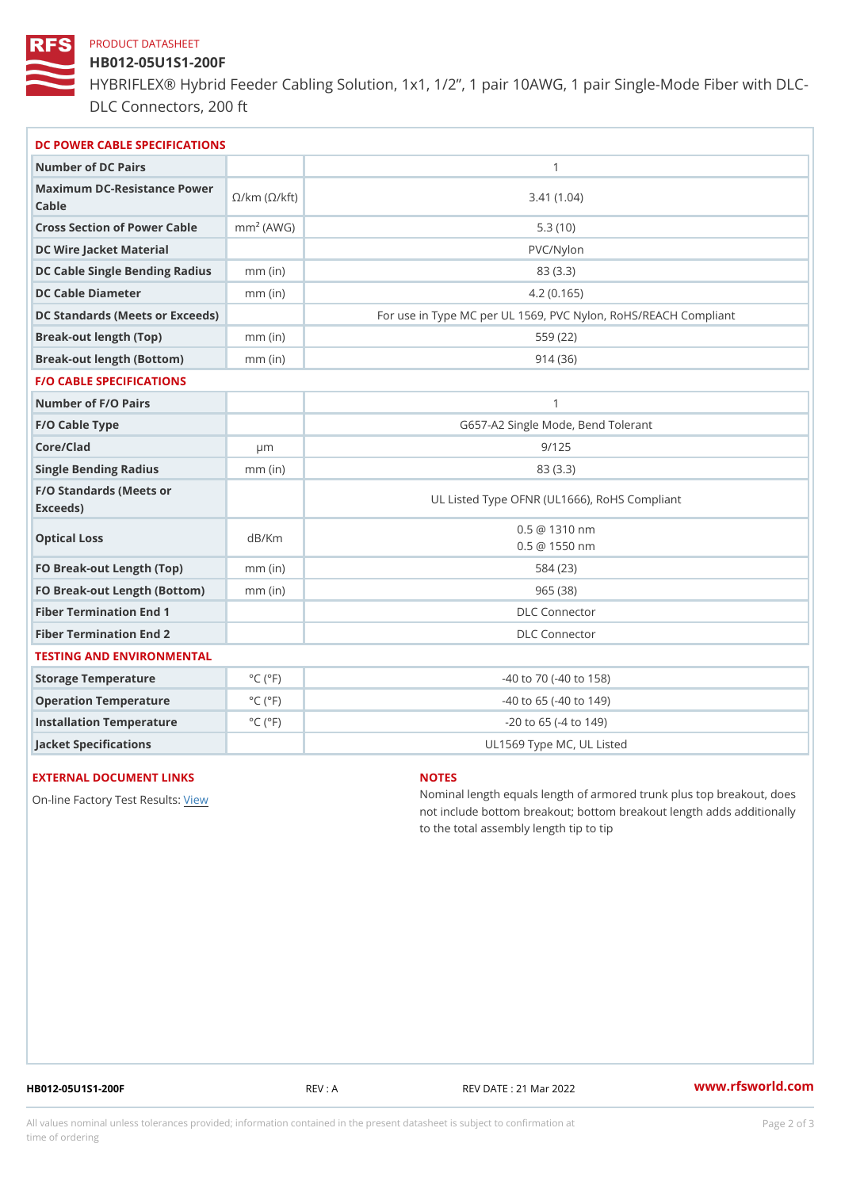PRODUCT DATASHEET

# HB012-05U1S1-200F

HYBRIFLEX® Hybrid Feeder Cabling Solution, 1x1, 1/2”, 1 pair 10AWG, 1 pair Single-Mode Fiber with DLC-DLC Connectors, 200 ft

## DC POWER CABLE SPECIFICATIONS

| Parameter | Unit | Value |
|---|---|---|
| Number of DC Pairs | | 1 |
| Maximum DC-Resistance Power Cable | Ω/km (Ω/kft) | 3.41 (1.04) |
| Cross Section of Power Cable | $mm^2$ (AWG) | 5.3 (10) |
| DC Wire Jacket Material | | PVC/Nylon |
| DC Cable Single Bending Radius | mm (in) | 83 (3.3) |
| DC Cable Diameter | mm (in) | 4.2 (0.165) |
| DC Standards (Meets or Exceeds) | | For use in Type MC per UL 1569, PVC Nylon, RoHS/REACH Compliant |
| Break-out length (Top) | mm (in) | 559 (22) |
| Break-out length (Bottom) | mm (in) | 914 (36) |

## F/O CABLE SPECIFICATIONS

| Parameter | Unit | Value |
|---|---|---|
| Number of F/O Pairs | | 1 |
| F/O Cable Type | | G657-A2 Single Mode, Bend Tolerant |
| Core/Clad | µm | 9/125 |
| Single Bending Radius | mm (in) | 83 (3.3) |
| F/O Standards (Meets or Exceeds) | | UL Listed Type OFNR (UL1666), RoHS Compliant |
| Optical Loss | dB/Km | 0.5 @ 1310 nm<br>0.5 @ 1550 nm |
| FO Break-out Length (Top) | mm (in) | 584 (23) |
| FO Break-out Length (Bottom) | mm (in) | 965 (38) |
| Fiber Termination End 1 | | DLC Connector |
| Fiber Termination End 2 | | DLC Connector |

## TESTING AND ENVIRONMENTAL

| Parameter | Unit | Value |
|---|---|---|
| Storage Temperature | °C (°F) | -40 to 70 (-40 to 158) |
| Operation Temperature | °C (°F) | -40 to 65 (-40 to 149) |
| Installation Temperature | °C (°F) | -20 to 65 (-4 to 149) |
| Jacket Specifications | | UL1569 Type MC, UL Listed |

## EXTERNAL DOCUMENT LINKS

On-line Factory Test Results: View

## NOTES

Nominal length equals length of armored trunk plus top breakout, does not include bottom breakout; bottom breakout length adds additionally to the total assembly length tip to tip

HB012-05U1S1-200F REV : A REV DATE : 21 Mar 2022 www.rfsworld.com

All values nominal unless tolerances provided; information contained in the present datasheet is subject to confirmation at time of ordering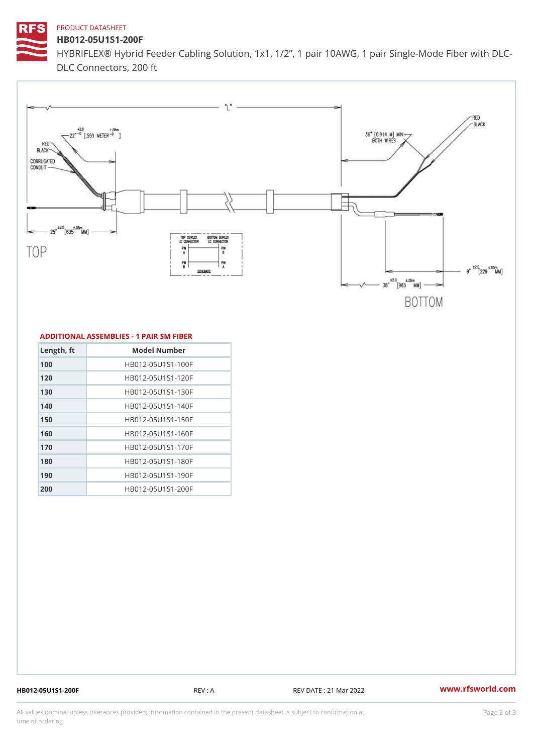PRODUCT DATASHEET

# HB012-05U1S1-200F

HYBRIFLEX® Hybrid Feeder Cabling Solution, 1x1, 1/2”, 1 pair 10AWG, 1 pair Single-Mode Fiber with DLC-DLC Connectors, 200 ft

"L"

RED
BLACK

22" +2.0 −0 [.559 METER +.05m −0 ]

RED
BLACK
CORRUGATED
CONDUIT

36" [0.914 M] MIN
BOTH WIRES

25" ±2.0 [635 ±.05m MM]

TOP

TOP DUPLEX LC CONNECTOR
BOTTOM DUPLEX LC CONNECTOR
PIN A
PIN B
PIN B
PIN A
SCHEMATIC

9" ±2.0 [229 ±.05m MM]

38" ±2.0 [965 ±.05m MM]

BOTTOM

## ADDITIONAL ASSEMBLIES - 1 PAIR SM FIBER

| Length, ft | Model Number |
|---|---|
| 100 | HB012-05U1S1-100F |
| 120 | HB012-05U1S1-120F |
| 130 | HB012-05U1S1-130F |
| 140 | HB012-05U1S1-140F |
| 150 | HB012-05U1S1-150F |
| 160 | HB012-05U1S1-160F |
| 170 | HB012-05U1S1-170F |
| 180 | HB012-05U1S1-180F |
| 190 | HB012-05U1S1-190F |
| 200 | HB012-05U1S1-200F |

HB012-05U1S1-200F REV : A REV DATE : 21 Mar 2022 www.rfsworld.com

All values nominal unless tolerances provided; information contained in the present datasheet is subject to confirmation at time of ordering